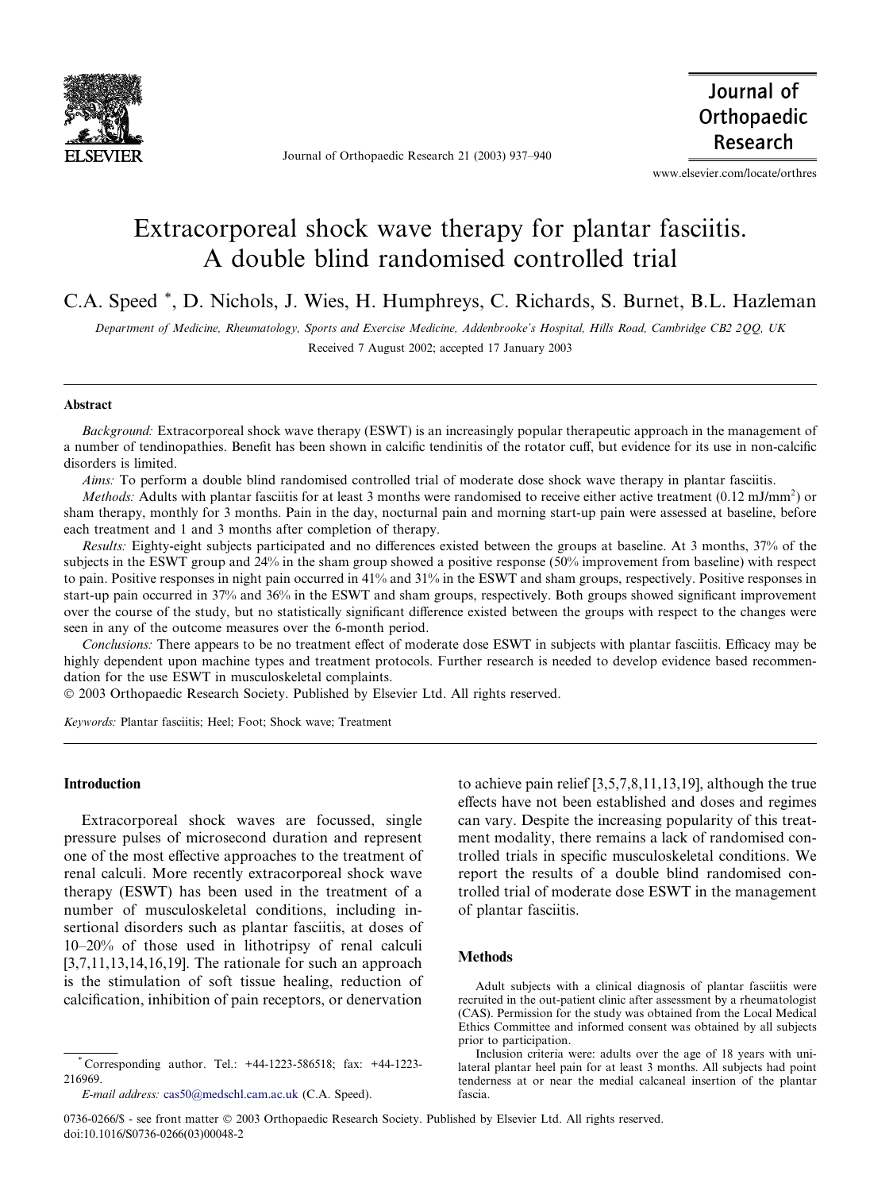# Extracorporeal shock wave therapy for plantar fasciitis. A double blind randomised controlled trial

C.A. Speed *, D. Nichols, J. Wies, H. Humphreys, C. Richards, S. Burnet, B.L. Hazleman

*Department of Medicine, Rheumatology, Sports and Exercise Medicine, Addenbrooke's Hospital, Hills Road, Cambridge CB2 2QQ, UK*

Received 7 August 2002; accepted 17 January 2003

## Abstract

*Background:* Extracorporeal shock wave therapy (ESWT) is an increasingly popular therapeutic approach in the management of a number of tendinopathies. Benefit has been shown in calcific tendinitis of the rotator cuff, but evidence for its use in non-calcific disorders is limited.

*Aims:* To perform a double blind randomised controlled trial of moderate dose shock wave therapy in plantar fasciitis.

*Methods:* Adults with plantar fasciitis for at least 3 months were randomised to receive either active treatment (0.12 mJ/mm$^2$) or sham therapy, monthly for 3 months. Pain in the day, nocturnal pain and morning start-up pain were assessed at baseline, before each treatment and 1 and 3 months after completion of therapy.

*Results:* Eighty-eight subjects participated and no differences existed between the groups at baseline. At 3 months, 37% of the subjects in the ESWT group and 24% in the sham group showed a positive response (50% improvement from baseline) with respect to pain. Positive responses in night pain occurred in 41% and 31% in the ESWT and sham groups, respectively. Positive responses in start-up pain occurred in 37% and 36% in the ESWT and sham groups, respectively. Both groups showed significant improvement over the course of the study, but no statistically significant difference existed between the groups with respect to the changes were seen in any of the outcome measures over the 6-month period.

*Conclusions:* There appears to be no treatment effect of moderate dose ESWT in subjects with plantar fasciitis. Efficacy may be highly dependent upon machine types and treatment protocols. Further research is needed to develop evidence based recommendation for the use ESWT in musculoskeletal complaints.

© 2003 Orthopaedic Research Society. Published by Elsevier Ltd. All rights reserved.

*Keywords:* Plantar fasciitis; Heel; Foot; Shock wave; Treatment

## Introduction

Extracorporeal shock waves are focussed, single pressure pulses of microsecond duration and represent one of the most effective approaches to the treatment of renal calculi. More recently extracorporeal shock wave therapy (ESWT) has been used in the treatment of a number of musculoskeletal conditions, including insertional disorders such as plantar fasciitis, at doses of 10–20% of those used in lithotripsy of renal calculi [3,7,11,13,14,16,19]. The rationale for such an approach is the stimulation of soft tissue healing, reduction of calcification, inhibition of pain receptors, or denervation to achieve pain relief [3,5,7,8,11,13,19], although the true effects have not been established and doses and regimes can vary. Despite the increasing popularity of this treatment modality, there remains a lack of randomised controlled trials in specific musculoskeletal conditions. We report the results of a double blind randomised controlled trial of moderate dose ESWT in the management of plantar fasciitis.

## Methods

Adult subjects with a clinical diagnosis of plantar fasciitis were recruited in the out-patient clinic after assessment by a rheumatologist (CAS). Permission for the study was obtained from the Local Medical Ethics Committee and informed consent was obtained by all subjects prior to participation.

Inclusion criteria were: adults over the age of 18 years with unilateral plantar heel pain for at least 3 months. All subjects had point tenderness at or near the medial calcaneal insertion of the plantar fascia.

* Corresponding author. Tel.: +44-1223-586518; fax: +44-1223-216969.

*E-mail address:* cas50@medschl.cam.ac.uk (C.A. Speed).

0736-0266/$ - see front matter © 2003 Orthopaedic Research Society. Published by Elsevier Ltd. All rights reserved.
doi:10.1016/S0736-0266(03)00048-2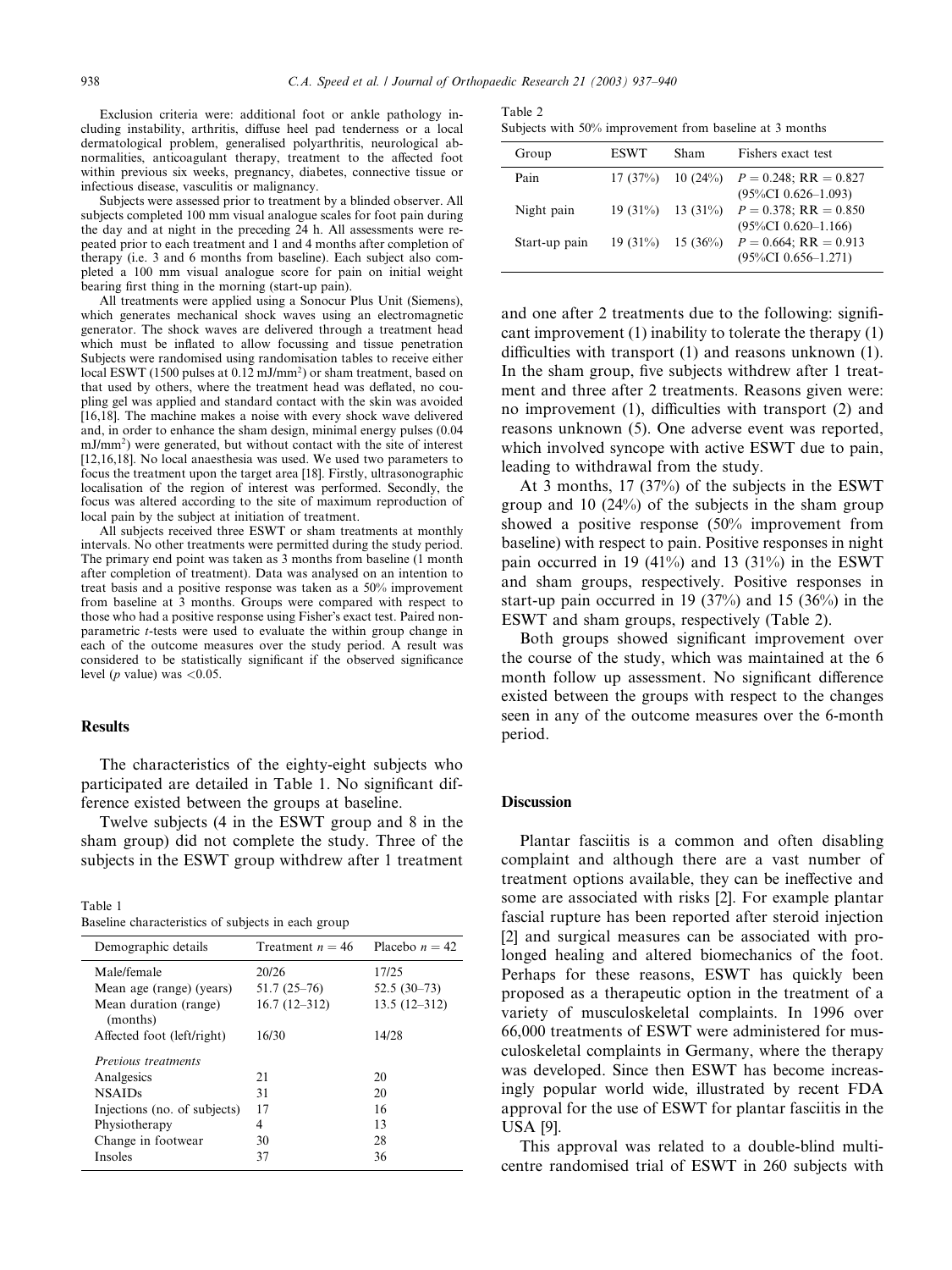Exclusion criteria were: additional foot or ankle pathology including instability, arthritis, diffuse heel pad tenderness or a local dermatological problem, generalised polyarthritis, neurological abnormalities, anticoagulant therapy, treatment to the affected foot within previous six weeks, pregnancy, diabetes, connective tissue or infectious disease, vasculitis or malignancy.

Subjects were assessed prior to treatment by a blinded observer. All subjects completed 100 mm visual analogue scales for foot pain during the day and at night in the preceding 24 h. All assessments were repeated prior to each treatment and 1 and 4 months after completion of therapy (i.e. 3 and 6 months from baseline). Each subject also completed a 100 mm visual analogue score for pain on initial weight bearing first thing in the morning (start-up pain).

All treatments were applied using a Sonocur Plus Unit (Siemens), which generates mechanical shock waves using an electromagnetic generator. The shock waves are delivered through a treatment head which must be inflated to allow focussing and tissue penetration. Subjects were randomised using randomisation tables to receive either local ESWT (1500 pulses at 0.12 mJ/mm$^2$) or sham treatment, based on that used by others, where the treatment head was deflated, no coupling gel was applied and standard contact with the skin was avoided [16,18]. The machine makes a noise with every shock wave delivered and, in order to enhance the sham design, minimal energy pulses (0.04 mJ/mm$^2$) were generated, but without contact with the site of interest [12,16,18]. No local anaesthesia was used. We used two parameters to focus the treatment upon the target area [18]. Firstly, ultrasonographic localisation of the region of interest was performed. Secondly, the focus was altered according to the site of maximum reproduction of local pain by the subject at initiation of treatment.

All subjects received three ESWT or sham treatments at monthly intervals. No other treatments were permitted during the study period. The primary end point was taken as 3 months from baseline (1 month after completion of treatment). Data was analysed on an intention to treat basis and a positive response was taken as a 50% improvement from baseline at 3 months. Groups were compared with respect to those who had a positive response using Fisher's exact test. Paired nonparametric $t$-tests were used to evaluate the within group change in each of the outcome measures over the study period. A result was considered to be statistically significant if the observed significance level ($p$ value) was $<0.05$.

## Results

The characteristics of the eighty-eight subjects who participated are detailed in Table 1. No significant difference existed between the groups at baseline.

Twelve subjects (4 in the ESWT group and 8 in the sham group) did not complete the study. Three of the subjects in the ESWT group withdrew after 1 treatment and one after 2 treatments due to the following: significant improvement (1) inability to tolerate the therapy (1) difficulties with transport (1) and reasons unknown (1). In the sham group, five subjects withdrew after 1 treatment and three after 2 treatments. Reasons given were: no improvement (1), difficulties with transport (2) and reasons unknown (5). One adverse event was reported, which involved syncope with active ESWT due to pain, leading to withdrawal from the study.

Table 1
Baseline characteristics of subjects in each group

| Demographic details | Treatment $n = 46$ | Placebo $n = 42$ |
|---|---|---|
| Male/female | 20/26 | 17/25 |
| Mean age (range) (years) | 51.7 (25–76) | 52.5 (30–73) |
| Mean duration (range) (months) | 16.7 (12–312) | 13.5 (12–312) |
| Affected foot (left/right) | 16/30 | 14/28 |
| *Previous treatments* | | |
| Analgesics | 21 | 20 |
| NSAIDs | 31 | 20 |
| Injections (no. of subjects) | 17 | 16 |
| Physiotherapy | 4 | 13 |
| Change in footwear | 30 | 28 |
| Insoles | 37 | 36 |

Table 2
Subjects with 50% improvement from baseline at 3 months

| Group | ESWT | Sham | Fishers exact test |
|---|---|---|---|
| Pain | 17 (37%) | 10 (24%) | $P = 0.248$; RR = 0.827 (95%CI 0.626–1.093) |
| Night pain | 19 (31%) | 13 (31%) | $P = 0.378$; RR = 0.850 (95%CI 0.620–1.166) |
| Start-up pain | 19 (31%) | 15 (36%) | $P = 0.664$; RR = 0.913 (95%CI 0.656–1.271) |

At 3 months, 17 (37%) of the subjects in the ESWT group and 10 (24%) of the subjects in the sham group showed a positive response (50% improvement from baseline) with respect to pain. Positive responses in night pain occurred in 19 (41%) and 13 (31%) in the ESWT and sham groups, respectively. Positive responses in start-up pain occurred in 19 (37%) and 15 (36%) in the ESWT and sham groups, respectively (Table 2).

Both groups showed significant improvement over the course of the study, which was maintained at the 6 month follow up assessment. No significant difference existed between the groups with respect to the changes seen in any of the outcome measures over the 6-month period.

## Discussion

Plantar fasciitis is a common and often disabling complaint and although there are a vast number of treatment options available, they can be ineffective and some are associated with risks [2]. For example plantar fascial rupture has been reported after steroid injection [2] and surgical measures can be associated with prolonged healing and altered biomechanics of the foot. Perhaps for these reasons, ESWT has quickly been proposed as a therapeutic option in the treatment of a variety of musculoskeletal complaints. In 1996 over 66,000 treatments of ESWT were administered for musculoskeletal complaints in Germany, where the therapy was developed. Since then ESWT has become increasingly popular world wide, illustrated by recent FDA approval for the use of ESWT for plantar fasciitis in the USA [9].

This approval was related to a double-blind multicentre randomised trial of ESWT in 260 subjects with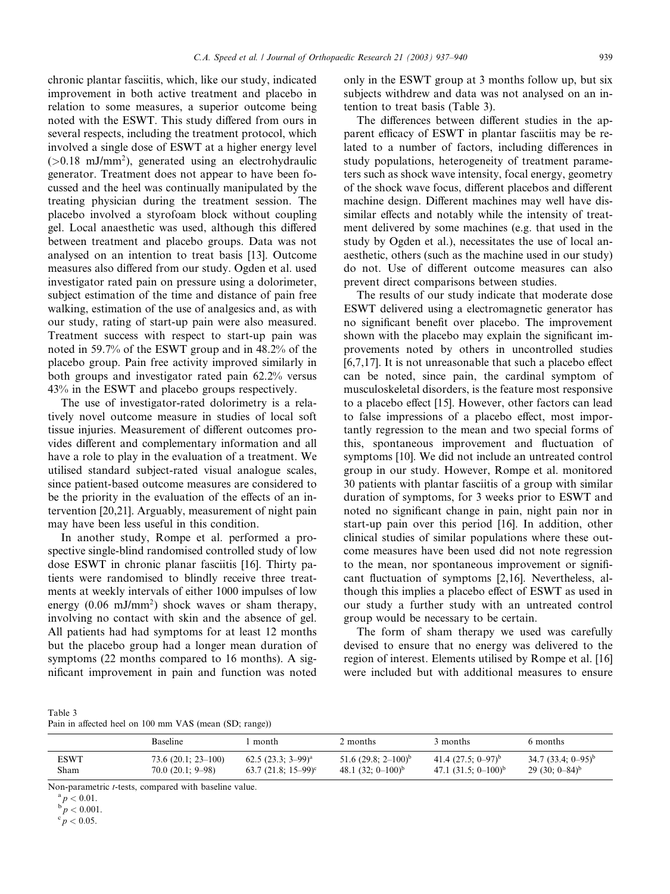chronic plantar fasciitis, which, like our study, indicated improvement in both active treatment and placebo in relation to some measures, a superior outcome being noted with the ESWT. This study differed from ours in several respects, including the treatment protocol, which involved a single dose of ESWT at a higher energy level (>0.18 mJ/mm$^2$), generated using an electrohydraulic generator. Treatment does not appear to have been focussed and the heel was continually manipulated by the treating physician during the treatment session. The placebo involved a styrofoam block without coupling gel. Local anaesthetic was used, although this differed between treatment and placebo groups. Data was not analysed on an intention to treat basis [13]. Outcome measures also differed from our study. Ogden et al. used investigator rated pain on pressure using a dolorimeter, subject estimation of the time and distance of pain free walking, estimation of the use of analgesics and, as with our study, rating of start-up pain were also measured. Treatment success with respect to start-up pain was noted in 59.7% of the ESWT group and in 48.2% of the placebo group. Pain free activity improved similarly in both groups and investigator rated pain 62.2% versus 43% in the ESWT and placebo groups respectively.

The use of investigator-rated dolorimetry is a relatively novel outcome measure in studies of local soft tissue injuries. Measurement of different outcomes provides different and complementary information and all have a role to play in the evaluation of a treatment. We utilised standard subject-rated visual analogue scales, since patient-based outcome measures are considered to be the priority in the evaluation of the effects of an intervention [20,21]. Arguably, measurement of night pain may have been less useful in this condition.

In another study, Rompe et al. performed a prospective single-blind randomised controlled study of low dose ESWT in chronic planar fasciitis [16]. Thirty patients were randomised to blindly receive three treatments at weekly intervals of either 1000 impulses of low energy (0.06 mJ/mm$^2$) shock waves or sham therapy, involving no contact with skin and the absence of gel. All patients had had symptoms for at least 12 months but the placebo group had a longer mean duration of symptoms (22 months compared to 16 months). A significant improvement in pain and function was noted only in the ESWT group at 3 months follow up, but six subjects withdrew and data was not analysed on an intention to treat basis (Table 3).

The differences between different studies in the apparent efficacy of ESWT in plantar fasciitis may be related to a number of factors, including differences in study populations, heterogeneity of treatment parameters such as shock wave intensity, focal energy, geometry of the shock wave focus, different placebos and different machine design. Different machines may well have dissimilar effects and notably while the intensity of treatment delivered by some machines (e.g. that used in the study by Ogden et al.), necessitates the use of local anaesthetic, others (such as the machine used in our study) do not. Use of different outcome measures can also prevent direct comparisons between studies.

The results of our study indicate that moderate dose ESWT delivered using a electromagnetic generator has no significant benefit over placebo. The improvement shown with the placebo may explain the significant improvements noted by others in uncontrolled studies [6,7,17]. It is not unreasonable that such a placebo effect can be noted, since pain, the cardinal symptom of musculoskeletal disorders, is the feature most responsive to a placebo effect [15]. However, other factors can lead to false impressions of a placebo effect, most importantly regression to the mean and two special forms of this, spontaneous improvement and fluctuation of symptoms [10]. We did not include an untreated control group in our study. However, Rompe et al. monitored 30 patients with plantar fasciitis of a group with similar duration of symptoms, for 3 weeks prior to ESWT and noted no significant change in pain, night pain nor in start-up pain over this period [16]. In addition, other clinical studies of similar populations where these outcome measures have been used did not note regression to the mean, nor spontaneous improvement or significant fluctuation of symptoms [2,16]. Nevertheless, although this implies a placebo effect of ESWT as used in our study a further study with an untreated control group would be necessary to be certain.

The form of sham therapy we used was carefully devised to ensure that no energy was delivered to the region of interest. Elements utilised by Rompe et al. [16] were included but with additional measures to ensure

Table 3
Pain in affected heel on 100 mm VAS (mean (SD; range))

| | Baseline | 1 month | 2 months | 3 months | 6 months |
|---|---|---|---|---|---|
| ESWT | 73.6 (20.1; 23–100) | 62.5 (23.3; 3–99)[a] | 51.6 (29.8; 2–100)[b] | 41.4 (27.5; 0–97)[b] | 34.7 (33.4; 0–95)[b] |
| Sham | 70.0 (20.1; 9–98) | 63.7 (21.8; 15–99)[c] | 48.1 (32; 0–100)[b] | 47.1 (31.5; 0–100)[b] | 29 (30; 0–84)[b] |

Non-parametric *t*-tests, compared with baseline value.

[a] $p < 0.01$.

[b] $p < 0.001$.

[c] $p < 0.05$.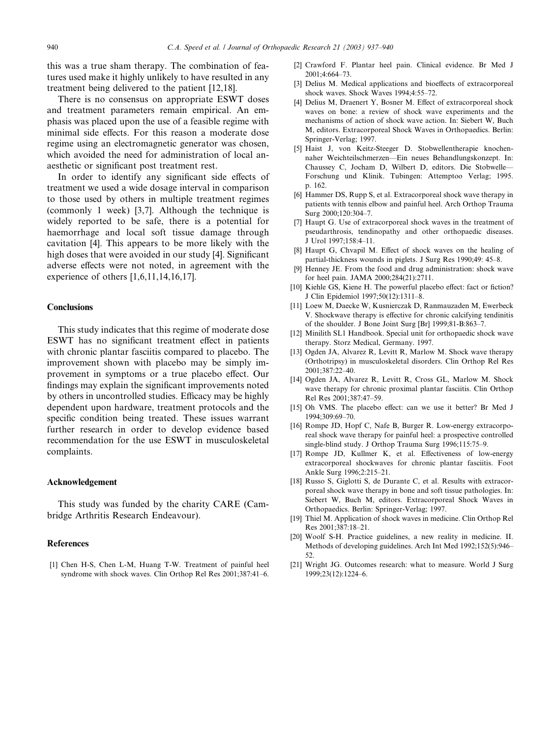this was a true sham therapy. The combination of features used make it highly unlikely to have resulted in any treatment being delivered to the patient [12,18].

There is no consensus on appropriate ESWT doses and treatment parameters remain empirical. An emphasis was placed upon the use of a feasible regime with minimal side effects. For this reason a moderate dose regime using an electromagnetic generator was chosen, which avoided the need for administration of local anaesthetic or significant post treatment rest.

In order to identify any significant side effects of treatment we used a wide dosage interval in comparison to those used by others in multiple treatment regimes (commonly 1 week) [3,7]. Although the technique is widely reported to be safe, there is a potential for haemorrhage and local soft tissue damage through cavitation [4]. This appears to be more likely with the high doses that were avoided in our study [4]. Significant adverse effects were not noted, in agreement with the experience of others [1,6,11,14,16,17].

## Conclusions

This study indicates that this regime of moderate dose ESWT has no significant treatment effect in patients with chronic plantar fasciitis compared to placebo. The improvement shown with placebo may be simply improvement in symptoms or a true placebo effect. Our findings may explain the significant improvements noted by others in uncontrolled studies. Efficacy may be highly dependent upon hardware, treatment protocols and the specific condition being treated. These issues warrant further research in order to develop evidence based recommendation for the use ESWT in musculoskeletal complaints.

## Acknowledgement

This study was funded by the charity CARE (Cambridge Arthritis Research Endeavour).

## References

[1] Chen H-S, Chen L-M, Huang T-W. Treatment of painful heel syndrome with shock waves. Clin Orthop Rel Res 2001;387:41–6.

[2] Crawford F. Plantar heel pain. Clinical evidence. Br Med J 2001;4:664–73.

[3] Delius M. Medical applications and bioeffects of extracorporeal shock waves. Shock Waves 1994;4:55–72.

[4] Delius M, Draenert Y, Bosner M. Effect of extracorporeal shock waves on bone: a review of shock wave experiments and the mechanisms of action of shock wave action. In: Siebert W, Buch M, editors. Extracorporeal Shock Waves in Orthopaedics. Berlin: Springer-Verlag; 1997.

[5] Haist J, von Keitz-Steeger D. Stobwellentherapie knochennaher Weichteilschmerzen—Ein neues Behandlungskonzept. In: Chaussey C, Jocham D, Wilbert D, editors. Die Stobwelle—Forschung und Klinik. Tubingen: Attemptoo Verlag; 1995. p. 162.

[6] Hammer DS, Rupp S, et al. Extracorporeal shock wave therapy in patients with tennis elbow and painful heel. Arch Orthop Trauma Surg 2000;120:304–7.

[7] Haupt G. Use of extracorporeal shock waves in the treatment of pseudarthrosis, tendinopathy and other orthopaedic diseases. J Urol 1997;158:4–11.

[8] Haupt G, Chvapil M. Effect of shock waves on the healing of partial-thickness wounds in piglets. J Surg Res 1990;49: 45–8.

[9] Henney JE. From the food and drug administration: shock wave for heel pain. JAMA 2000;284(21):2711.

[10] Kiehle GS, Kiene H. The powerful placebo effect: fact or fiction? J Clin Epidemiol 1997;50(12):1311–8.

[11] Loew M, Daecke W, Kusnierczak D, Ranmauzaden M, Ewerbeck V. Shockwave therapy is effective for chronic calcifying tendinitis of the shoulder. J Bone Joint Surg [Br] 1999;81-B:863–7.

[12] Minilith SL1 Handbook. Special unit for orthopaedic shock wave therapy. Storz Medical, Germany. 1997.

[13] Ogden JA, Alvarez R, Levitt R, Marlow M. Shock wave therapy (Orthotripsy) in musculoskeletal disorders. Clin Orthop Rel Res 2001;387:22–40.

[14] Ogden JA, Alvarez R, Levitt R, Cross GL, Marlow M. Shock wave therapy for chronic proximal plantar fasciitis. Clin Orthop Rel Res 2001;387:47–59.

[15] Oh VMS. The placebo effect: can we use it better? Br Med J 1994;309:69–70.

[16] Rompe JD, Hopf C, Nafe B, Burger R. Low-energy extracorporeal shock wave therapy for painful heel: a prospective controlled single-blind study. J Orthop Trauma Surg 1996;115:75–9.

[17] Rompe JD, Kullmer K, et al. Effectiveness of low-energy extracorporeal shockwaves for chronic plantar fasciitis. Foot Ankle Surg 1996;2:215–21.

[18] Russo S, Giglotti S, de Durante C, et al. Results with extracorporeal shock wave therapy in bone and soft tissue pathologies. In: Siebert W, Buch M, editors. Extracorporeal Shock Waves in Orthopaedics. Berlin: Springer-Verlag; 1997.

[19] Thiel M. Application of shock waves in medicine. Clin Orthop Rel Res 2001;387:18–21.

[20] Woolf S-H. Practice guidelines, a new reality in medicine. II. Methods of developing guidelines. Arch Int Med 1992;152(5):946–52.

[21] Wright JG. Outcomes research: what to measure. World J Surg 1999;23(12):1224–6.